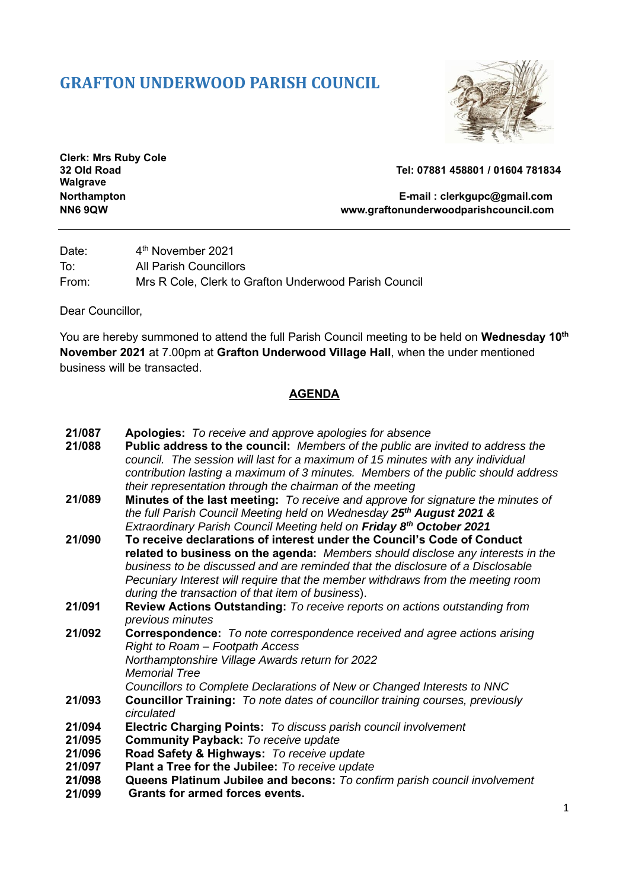# GRAFTON UNDERWOOD PARISH COUNCIL

**Clerk: Mrs Ruby Cole**
**32 Old Road**
**Walgrave**
**Northampton**
**NN6 9QW**

**Tel: 07881 458801 / 01604 781834**

**E-mail : clerkgupc@gmail.com**
**www.graftonunderwoodparishcouncil.com**

---

| | |
|---|---|
| Date: | 4th November 2021 |
| To: | All Parish Councillors |
| From: | Mrs R Cole, Clerk to Grafton Underwood Parish Council |

Dear Councillor,

You are hereby summoned to attend the full Parish Council meeting to be held on **Wednesday 10th November 2021** at 7.00pm at **Grafton Underwood Village Hall**, when the under mentioned business will be transacted.

## AGENDA

**21/087** **Apologies:** *To receive and approve apologies for absence*

**21/088** **Public address to the council:** *Members of the public are invited to address the council. The session will last for a maximum of 15 minutes with any individual contribution lasting a maximum of 3 minutes. Members of the public should address their representation through the chairman of the meeting*

**21/089** **Minutes of the last meeting:** *To receive and approve for signature the minutes of the full Parish Council Meeting held on Wednesday **25th August 2021 &** Extraordinary Parish Council Meeting held on **Friday 8th October 2021***

**21/090** **To receive declarations of interest under the Council's Code of Conduct related to business on the agenda:** *Members should disclose any interests in the business to be discussed and are reminded that the disclosure of a Disclosable Pecuniary Interest will require that the member withdraws from the meeting room during the transaction of that item of business*).

**21/091** **Review Actions Outstanding:** *To receive reports on actions outstanding from previous minutes*

**21/092** **Correspondence:** *To note correspondence received and agree actions arising*
*Right to Roam – Footpath Access*
*Northamptonshire Village Awards return for 2022*
*Memorial Tree*
*Councillors to Complete Declarations of New or Changed Interests to NNC*

**21/093** **Councillor Training:** *To note dates of councillor training courses, previously circulated*

**21/094** **Electric Charging Points:** *To discuss parish council involvement*

**21/095** **Community Payback:** *To receive update*

**21/096** **Road Safety & Highways:** *To receive update*

**21/097** **Plant a Tree for the Jubilee:** *To receive update*

**21/098** **Queens Platinum Jubilee and becons:** *To confirm parish council involvement*

**21/099** **Grants for armed forces events.**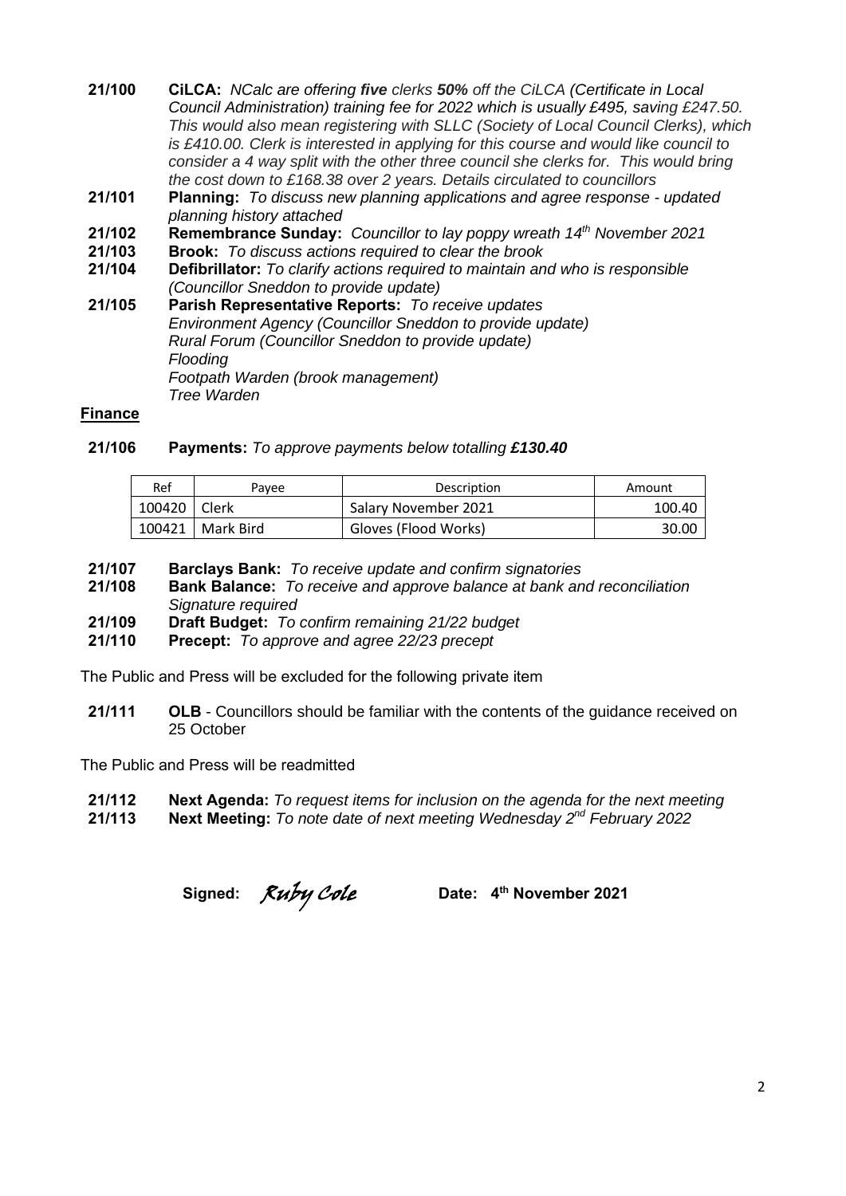**21/100** **CiLCA:** *NCalc are offering **five** clerks **50%** off the CiLCA (Certificate in Local Council Administration) training fee for 2022 which is usually £495, saving £247.50. This would also mean registering with SLLC (Society of Local Council Clerks), which is £410.00. Clerk is interested in applying for this course and would like council to consider a 4 way split with the other three council she clerks for. This would bring the cost down to £168.38 over 2 years. Details circulated to councillors*

**21/101** **Planning:** *To discuss new planning applications and agree response - updated planning history attached*

**21/102** **Remembrance Sunday:** *Councillor to lay poppy wreath 14th November 2021*

**21/103** **Brook:** *To discuss actions required to clear the brook*

**21/104** **Defibrillator:** *To clarify actions required to maintain and who is responsible (Councillor Sneddon to provide update)*

**21/105** **Parish Representative Reports:** *To receive updates*
*Environment Agency (Councillor Sneddon to provide update)*
*Rural Forum (Councillor Sneddon to provide update)*
*Flooding*
*Footpath Warden (brook management)*
*Tree Warden*

## Finance

**21/106** **Payments:** *To approve payments below totalling **£130.40***

| Ref | Payee | Description | Amount |
|---|---|---|---|
| 100420 | Clerk | Salary November 2021 | 100.40 |
| 100421 | Mark Bird | Gloves (Flood Works) | 30.00 |

**21/107** **Barclays Bank:** *To receive update and confirm signatories*

**21/108** **Bank Balance:** *To receive and approve balance at bank and reconciliation Signature required*

**21/109** **Draft Budget:** *To confirm remaining 21/22 budget*

**21/110** **Precept:** *To approve and agree 22/23 precept*

The Public and Press will be excluded for the following private item

**21/111** **OLB** - Councillors should be familiar with the contents of the guidance received on 25 October

The Public and Press will be readmitted

**21/112** **Next Agenda:** *To request items for inclusion on the agenda for the next meeting*

**21/113** **Next Meeting:** *To note date of next meeting Wednesday 2nd February 2022*

**Signed:** *Ruby Cole* **Date: 4th November 2021**